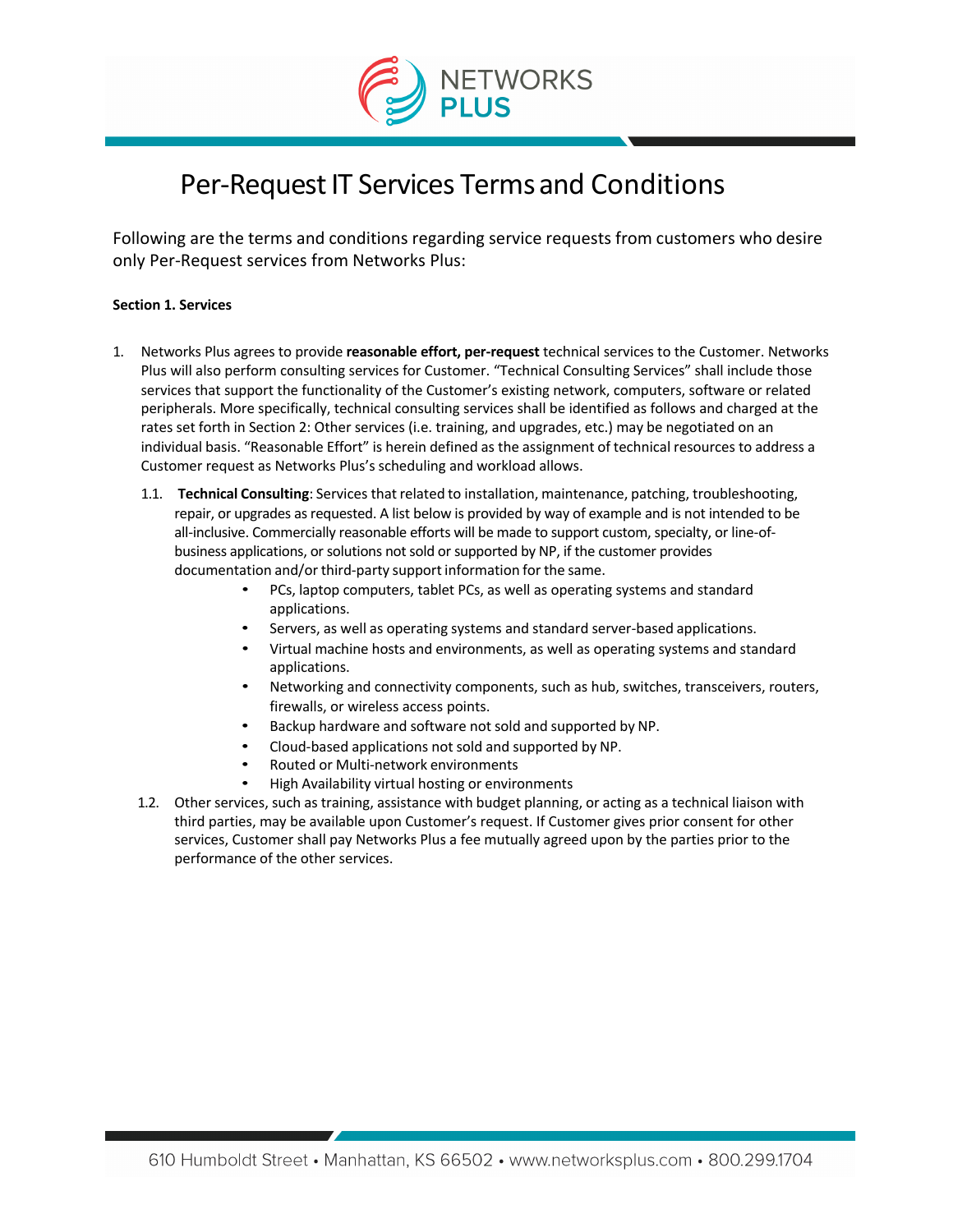# Per-Request IT Services Terms and Conditions

Following are the terms and conditions regarding service requests from customers who desire only Per-Request services from Networks Plus:

**Section 1. Services**

1. Networks Plus agrees to provide **reasonable effort, per-request** technical services to the Customer. Networks Plus will also perform consulting services for Customer. "Technical Consulting Services" shall include those services that support the functionality of the Customer's existing network, computers, software or related peripherals. More specifically, technical consulting services shall be identified as follows and charged at the rates set forth in Section 2: Other services (i.e. training, and upgrades, etc.) may be negotiated on an individual basis. "Reasonable Effort" is herein defined as the assignment of technical resources to address a Customer request as Networks Plus's scheduling and workload allows.

   1.1. **Technical Consulting**: Services that related to installation, maintenance, patching, troubleshooting, repair, or upgrades as requested. A list below is provided by way of example and is not intended to be all-inclusive. Commercially reasonable efforts will be made to support custom, specialty, or line-of-business applications, or solutions not sold or supported by NP, if the customer provides documentation and/or third-party support information for the same.
   - PCs, laptop computers, tablet PCs, as well as operating systems and standard applications.
   - Servers, as well as operating systems and standard server-based applications.
   - Virtual machine hosts and environments, as well as operating systems and standard applications.
   - Networking and connectivity components, such as hub, switches, transceivers, routers, firewalls, or wireless access points.
   - Backup hardware and software not sold and supported by NP.
   - Cloud-based applications not sold and supported by NP.
   - Routed or Multi-network environments
   - High Availability virtual hosting or environments

   1.2. Other services, such as training, assistance with budget planning, or acting as a technical liaison with third parties, may be available upon Customer's request. If Customer gives prior consent for other services, Customer shall pay Networks Plus a fee mutually agreed upon by the parties prior to the performance of the other services.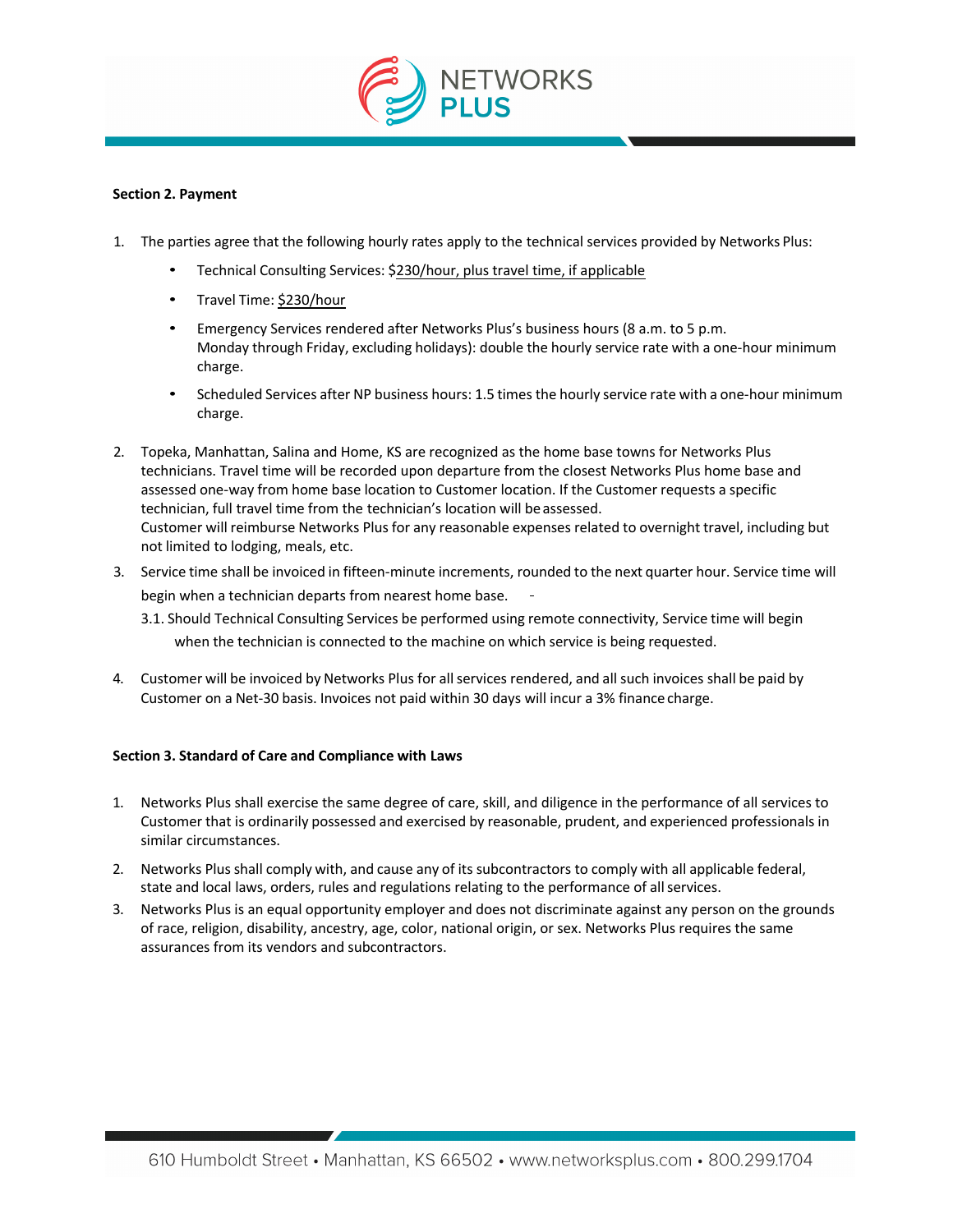**Section 2. Payment**

1. The parties agree that the following hourly rates apply to the technical services provided by Networks Plus:
    - Technical Consulting Services: $230/hour, plus travel time, if applicable
    - Travel Time: $230/hour
    - Emergency Services rendered after Networks Plus's business hours (8 a.m. to 5 p.m. Monday through Friday, excluding holidays): double the hourly service rate with a one-hour minimum charge.
    - Scheduled Services after NP business hours: 1.5 times the hourly service rate with a one-hour minimum charge.
2. Topeka, Manhattan, Salina and Home, KS are recognized as the home base towns for Networks Plus technicians. Travel time will be recorded upon departure from the closest Networks Plus home base and assessed one-way from home base location to Customer location. If the Customer requests a specific technician, full travel time from the technician's location will be assessed.
   Customer will reimburse Networks Plus for any reasonable expenses related to overnight travel, including but not limited to lodging, meals, etc.
3. Service time shall be invoiced in fifteen-minute increments, rounded to the next quarter hour. Service time will begin when a technician departs from nearest home base.
   3.1. Should Technical Consulting Services be performed using remote connectivity, Service time will begin when the technician is connected to the machine on which service is being requested.
4. Customer will be invoiced by Networks Plus for all services rendered, and all such invoices shall be paid by Customer on a Net-30 basis. Invoices not paid within 30 days will incur a 3% finance charge.

**Section 3. Standard of Care and Compliance with Laws**

1. Networks Plus shall exercise the same degree of care, skill, and diligence in the performance of all services to Customer that is ordinarily possessed and exercised by reasonable, prudent, and experienced professionals in similar circumstances.
2. Networks Plus shall comply with, and cause any of its subcontractors to comply with all applicable federal, state and local laws, orders, rules and regulations relating to the performance of all services.
3. Networks Plus is an equal opportunity employer and does not discriminate against any person on the grounds of race, religion, disability, ancestry, age, color, national origin, or sex. Networks Plus requires the same assurances from its vendors and subcontractors.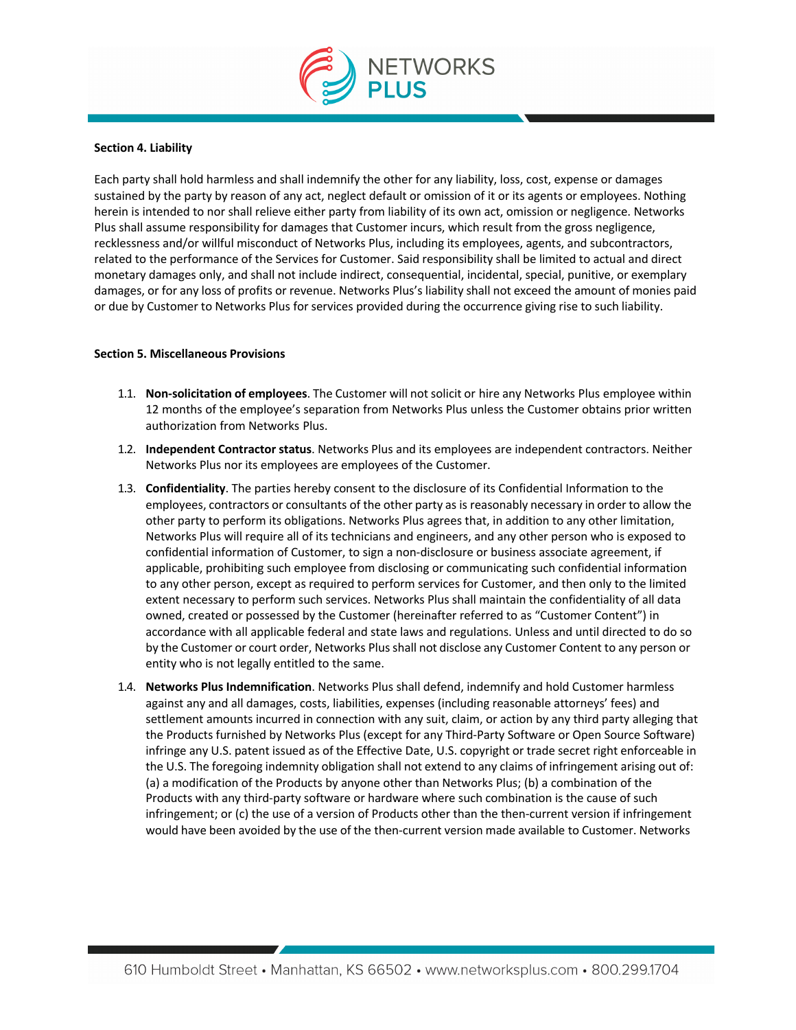**Section 4. Liability**

Each party shall hold harmless and shall indemnify the other for any liability, loss, cost, expense or damages sustained by the party by reason of any act, neglect default or omission of it or its agents or employees. Nothing herein is intended to nor shall relieve either party from liability of its own act, omission or negligence. Networks Plus shall assume responsibility for damages that Customer incurs, which result from the gross negligence, recklessness and/or willful misconduct of Networks Plus, including its employees, agents, and subcontractors, related to the performance of the Services for Customer. Said responsibility shall be limited to actual and direct monetary damages only, and shall not include indirect, consequential, incidental, special, punitive, or exemplary damages, or for any loss of profits or revenue. Networks Plus's liability shall not exceed the amount of monies paid or due by Customer to Networks Plus for services provided during the occurrence giving rise to such liability.

**Section 5. Miscellaneous Provisions**

1.1. **Non-solicitation of employees**. The Customer will not solicit or hire any Networks Plus employee within 12 months of the employee's separation from Networks Plus unless the Customer obtains prior written authorization from Networks Plus.

1.2. **Independent Contractor status**. Networks Plus and its employees are independent contractors. Neither Networks Plus nor its employees are employees of the Customer.

1.3. **Confidentiality**. The parties hereby consent to the disclosure of its Confidential Information to the employees, contractors or consultants of the other party as is reasonably necessary in order to allow the other party to perform its obligations. Networks Plus agrees that, in addition to any other limitation, Networks Plus will require all of its technicians and engineers, and any other person who is exposed to confidential information of Customer, to sign a non-disclosure or business associate agreement, if applicable, prohibiting such employee from disclosing or communicating such confidential information to any other person, except as required to perform services for Customer, and then only to the limited extent necessary to perform such services. Networks Plus shall maintain the confidentiality of all data owned, created or possessed by the Customer (hereinafter referred to as "Customer Content") in accordance with all applicable federal and state laws and regulations. Unless and until directed to do so by the Customer or court order, Networks Plus shall not disclose any Customer Content to any person or entity who is not legally entitled to the same.

1.4. **Networks Plus Indemnification**. Networks Plus shall defend, indemnify and hold Customer harmless against any and all damages, costs, liabilities, expenses (including reasonable attorneys' fees) and settlement amounts incurred in connection with any suit, claim, or action by any third party alleging that the Products furnished by Networks Plus (except for any Third-Party Software or Open Source Software) infringe any U.S. patent issued as of the Effective Date, U.S. copyright or trade secret right enforceable in the U.S. The foregoing indemnity obligation shall not extend to any claims of infringement arising out of: (a) a modification of the Products by anyone other than Networks Plus; (b) a combination of the Products with any third-party software or hardware where such combination is the cause of such infringement; or (c) the use of a version of Products other than the then-current version if infringement would have been avoided by the use of the then-current version made available to Customer. Networks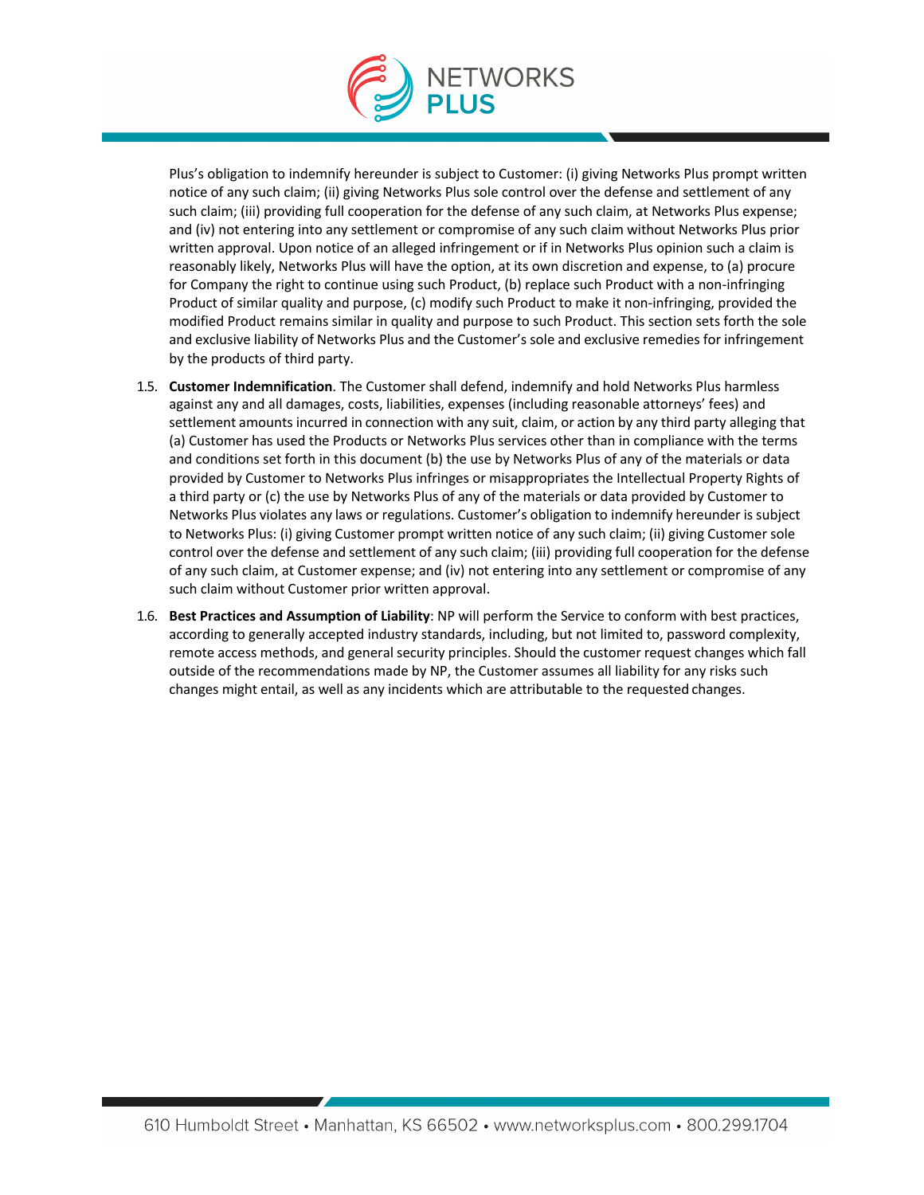Plus's obligation to indemnify hereunder is subject to Customer: (i) giving Networks Plus prompt written notice of any such claim; (ii) giving Networks Plus sole control over the defense and settlement of any such claim; (iii) providing full cooperation for the defense of any such claim, at Networks Plus expense; and (iv) not entering into any settlement or compromise of any such claim without Networks Plus prior written approval. Upon notice of an alleged infringement or if in Networks Plus opinion such a claim is reasonably likely, Networks Plus will have the option, at its own discretion and expense, to (a) procure for Company the right to continue using such Product, (b) replace such Product with a non-infringing Product of similar quality and purpose, (c) modify such Product to make it non-infringing, provided the modified Product remains similar in quality and purpose to such Product. This section sets forth the sole and exclusive liability of Networks Plus and the Customer's sole and exclusive remedies for infringement by the products of third party.

1.5. **Customer Indemnification**. The Customer shall defend, indemnify and hold Networks Plus harmless against any and all damages, costs, liabilities, expenses (including reasonable attorneys' fees) and settlement amounts incurred in connection with any suit, claim, or action by any third party alleging that (a) Customer has used the Products or Networks Plus services other than in compliance with the terms and conditions set forth in this document (b) the use by Networks Plus of any of the materials or data provided by Customer to Networks Plus infringes or misappropriates the Intellectual Property Rights of a third party or (c) the use by Networks Plus of any of the materials or data provided by Customer to Networks Plus violates any laws or regulations. Customer's obligation to indemnify hereunder is subject to Networks Plus: (i) giving Customer prompt written notice of any such claim; (ii) giving Customer sole control over the defense and settlement of any such claim; (iii) providing full cooperation for the defense of any such claim, at Customer expense; and (iv) not entering into any settlement or compromise of any such claim without Customer prior written approval.

1.6. **Best Practices and Assumption of Liability**: NP will perform the Service to conform with best practices, according to generally accepted industry standards, including, but not limited to, password complexity, remote access methods, and general security principles. Should the customer request changes which fall outside of the recommendations made by NP, the Customer assumes all liability for any risks such changes might entail, as well as any incidents which are attributable to the requested changes.